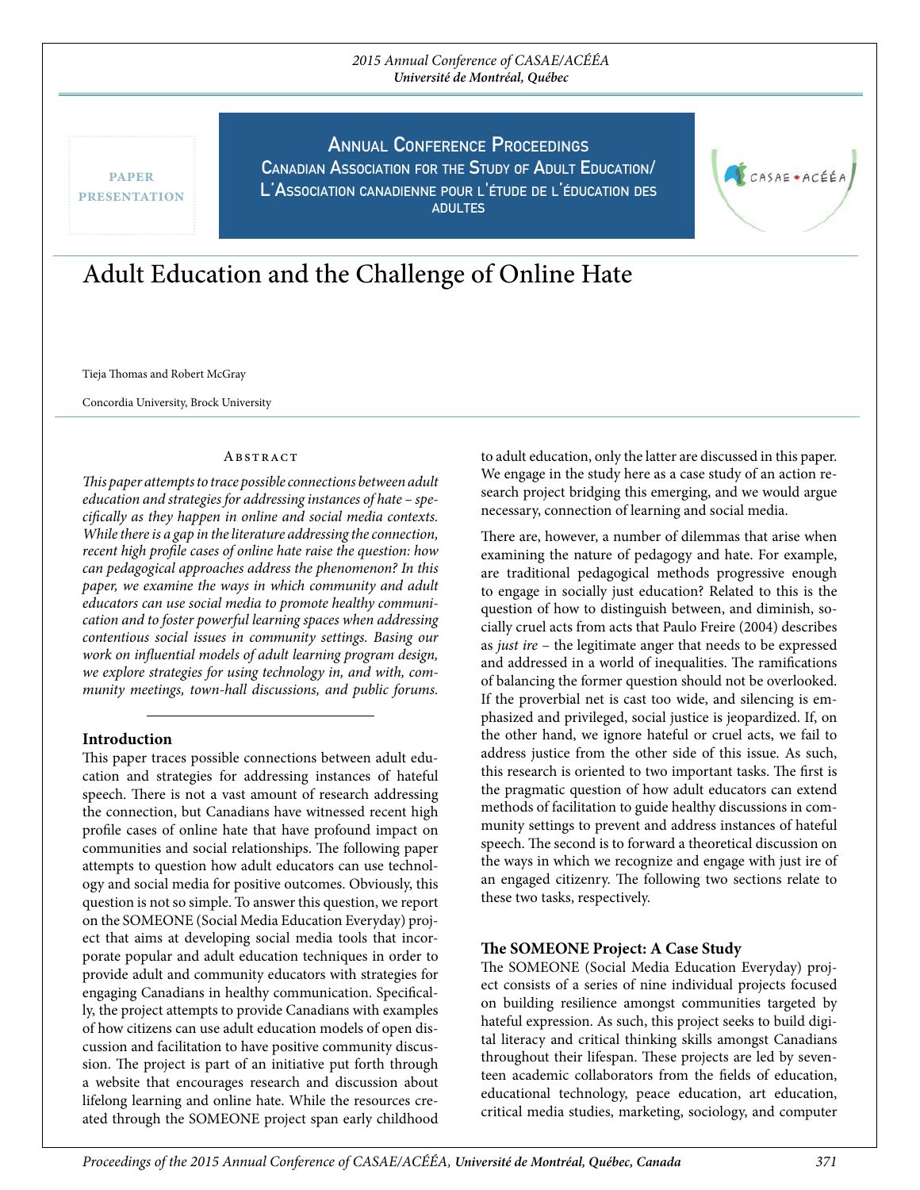PAPER PRESENTATION

**Annual Conference Proceedings**
**Canadian Association for the Study of Adult Education/ L'Association canadienne pour l'étude de l'éducation des adultes**

# Adult Education and the Challenge of Online Hate

Tieja Thomas and Robert McGray

Concordia University, Brock University

## Abstract

*This paper attempts to trace possible connections between adult education and strategies for addressing instances of hate – specifically as they happen in online and social media contexts. While there is a gap in the literature addressing the connection, recent high profile cases of online hate raise the question: how can pedagogical approaches address the phenomenon? In this paper, we examine the ways in which community and adult educators can use social media to promote healthy communication and to foster powerful learning spaces when addressing contentious social issues in community settings. Basing our work on influential models of adult learning program design, we explore strategies for using technology in, and with, community meetings, town-hall discussions, and public forums.*

## Introduction

This paper traces possible connections between adult education and strategies for addressing instances of hateful speech. There is not a vast amount of research addressing the connection, but Canadians have witnessed recent high profile cases of online hate that have profound impact on communities and social relationships. The following paper attempts to question how adult educators can use technology and social media for positive outcomes. Obviously, this question is not so simple. To answer this question, we report on the SOMEONE (Social Media Education Everyday) project that aims at developing social media tools that incorporate popular and adult education techniques in order to provide adult and community educators with strategies for engaging Canadians in healthy communication. Specifically, the project attempts to provide Canadians with examples of how citizens can use adult education models of open discussion and facilitation to have positive community discussion. The project is part of an initiative put forth through a website that encourages research and discussion about lifelong learning and online hate. While the resources created through the SOMEONE project span early childhood to adult education, only the latter are discussed in this paper. We engage in the study here as a case study of an action research project bridging this emerging, and we would argue necessary, connection of learning and social media.

There are, however, a number of dilemmas that arise when examining the nature of pedagogy and hate. For example, are traditional pedagogical methods progressive enough to engage in socially just education? Related to this is the question of how to distinguish between, and diminish, socially cruel acts from acts that Paulo Freire (2004) describes as *just ire* – the legitimate anger that needs to be expressed and addressed in a world of inequalities. The ramifications of balancing the former question should not be overlooked. If the proverbial net is cast too wide, and silencing is emphasized and privileged, social justice is jeopardized. If, on the other hand, we ignore hateful or cruel acts, we fail to address justice from the other side of this issue. As such, this research is oriented to two important tasks. The first is the pragmatic question of how adult educators can extend methods of facilitation to guide healthy discussions in community settings to prevent and address instances of hateful speech. The second is to forward a theoretical discussion on the ways in which we recognize and engage with just ire of an engaged citizenry. The following two sections relate to these two tasks, respectively.

## The SOMEONE Project: A Case Study

The SOMEONE (Social Media Education Everyday) project consists of a series of nine individual projects focused on building resilience amongst communities targeted by hateful expression. As such, this project seeks to build digital literacy and critical thinking skills amongst Canadians throughout their lifespan. These projects are led by seventeen academic collaborators from the fields of education, educational technology, peace education, art education, critical media studies, marketing, sociology, and computer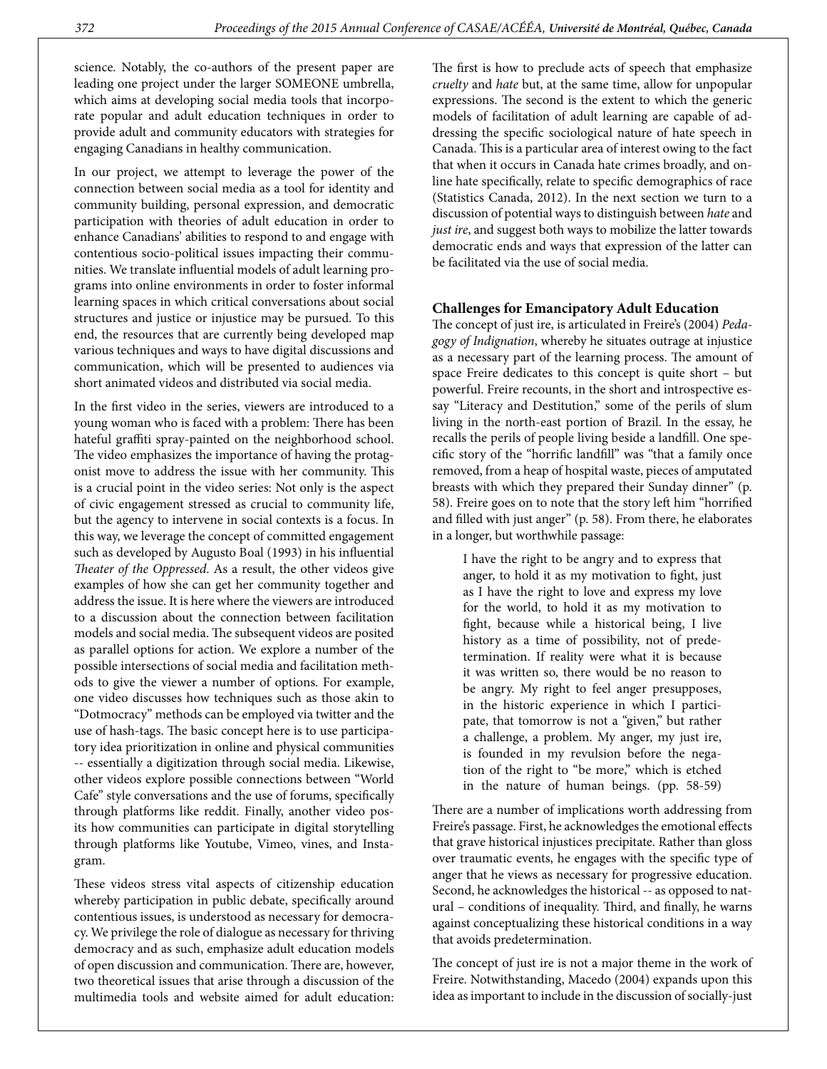science. Notably, the co-authors of the present paper are leading one project under the larger SOMEONE umbrella, which aims at developing social media tools that incorporate popular and adult education techniques in order to provide adult and community educators with strategies for engaging Canadians in healthy communication.

In our project, we attempt to leverage the power of the connection between social media as a tool for identity and community building, personal expression, and democratic participation with theories of adult education in order to enhance Canadians' abilities to respond to and engage with contentious socio-political issues impacting their communities. We translate influential models of adult learning programs into online environments in order to foster informal learning spaces in which critical conversations about social structures and justice or injustice may be pursued. To this end, the resources that are currently being developed map various techniques and ways to have digital discussions and communication, which will be presented to audiences via short animated videos and distributed via social media.

In the first video in the series, viewers are introduced to a young woman who is faced with a problem: There has been hateful graffiti spray-painted on the neighborhood school. The video emphasizes the importance of having the protagonist move to address the issue with her community. This is a crucial point in the video series: Not only is the aspect of civic engagement stressed as crucial to community life, but the agency to intervene in social contexts is a focus. In this way, we leverage the concept of committed engagement such as developed by Augusto Boal (1993) in his influential *Theater of the Oppressed*. As a result, the other videos give examples of how she can get her community together and address the issue. It is here where the viewers are introduced to a discussion about the connection between facilitation models and social media. The subsequent videos are posited as parallel options for action. We explore a number of the possible intersections of social media and facilitation methods to give the viewer a number of options. For example, one video discusses how techniques such as those akin to "Dotmocracy" methods can be employed via twitter and the use of hash-tags. The basic concept here is to use participatory idea prioritization in online and physical communities -- essentially a digitization through social media. Likewise, other videos explore possible connections between "World Cafe" style conversations and the use of forums, specifically through platforms like reddit. Finally, another video posits how communities can participate in digital storytelling through platforms like Youtube, Vimeo, vines, and Instagram.

These videos stress vital aspects of citizenship education whereby participation in public debate, specifically around contentious issues, is understood as necessary for democracy. We privilege the role of dialogue as necessary for thriving democracy and as such, emphasize adult education models of open discussion and communication. There are, however, two theoretical issues that arise through a discussion of the multimedia tools and website aimed for adult education: The first is how to preclude acts of speech that emphasize *cruelty* and *hate* but, at the same time, allow for unpopular expressions. The second is the extent to which the generic models of facilitation of adult learning are capable of addressing the specific sociological nature of hate speech in Canada. This is a particular area of interest owing to the fact that when it occurs in Canada hate crimes broadly, and online hate specifically, relate to specific demographics of race (Statistics Canada, 2012). In the next section we turn to a discussion of potential ways to distinguish between *hate* and *just ire*, and suggest both ways to mobilize the latter towards democratic ends and ways that expression of the latter can be facilitated via the use of social media.

## Challenges for Emancipatory Adult Education

The concept of just ire, is articulated in Freire's (2004) *Pedagogy of Indignation*, whereby he situates outrage at injustice as a necessary part of the learning process. The amount of space Freire dedicates to this concept is quite short – but powerful. Freire recounts, in the short and introspective essay "Literacy and Destitution," some of the perils of slum living in the north-east portion of Brazil. In the essay, he recalls the perils of people living beside a landfill. One specific story of the "horrific landfill" was "that a family once removed, from a heap of hospital waste, pieces of amputated breasts with which they prepared their Sunday dinner" (p. 58). Freire goes on to note that the story left him "horrified and filled with just anger" (p. 58). From there, he elaborates in a longer, but worthwhile passage:

> I have the right to be angry and to express that anger, to hold it as my motivation to fight, just as I have the right to love and express my love for the world, to hold it as my motivation to fight, because while a historical being, I live history as a time of possibility, not of predetermination. If reality were what it is because it was written so, there would be no reason to be angry. My right to feel anger presupposes, in the historic experience in which I participate, that tomorrow is not a "given," but rather a challenge, a problem. My anger, my just ire, is founded in my revulsion before the negation of the right to "be more," which is etched in the nature of human beings. (pp. 58-59)

There are a number of implications worth addressing from Freire's passage. First, he acknowledges the emotional effects that grave historical injustices precipitate. Rather than gloss over traumatic events, he engages with the specific type of anger that he views as necessary for progressive education. Second, he acknowledges the historical -- as opposed to natural – conditions of inequality. Third, and finally, he warns against conceptualizing these historical conditions in a way that avoids predetermination.

The concept of just ire is not a major theme in the work of Freire. Notwithstanding, Macedo (2004) expands upon this idea as important to include in the discussion of socially-just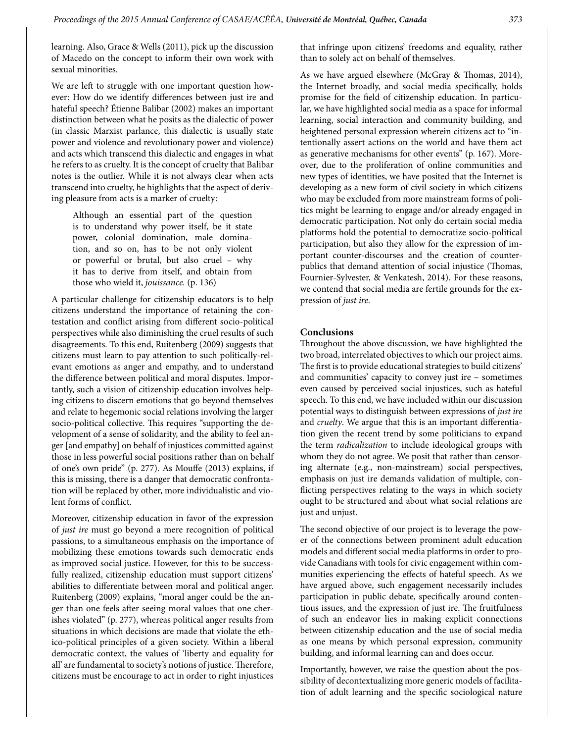learning. Also, Grace & Wells (2011), pick up the discussion of Macedo on the concept to inform their own work with sexual minorities.

We are left to struggle with one important question however: How do we identify differences between just ire and hateful speech? Étienne Balibar (2002) makes an important distinction between what he posits as the dialectic of power (in classic Marxist parlance, this dialectic is usually state power and violence and revolutionary power and violence) and acts which transcend this dialectic and engages in what he refers to as cruelty. It is the concept of cruelty that Balibar notes is the outlier. While it is not always clear when acts transcend into cruelty, he highlights that the aspect of deriving pleasure from acts is a marker of cruelty:

> Although an essential part of the question is to understand why power itself, be it state power, colonial domination, male domination, and so on, has to be not only violent or powerful or brutal, but also cruel – why it has to derive from itself, and obtain from those who wield it, *jouissance.* (p. 136)

A particular challenge for citizenship educators is to help citizens understand the importance of retaining the contestation and conflict arising from different socio-political perspectives while also diminishing the cruel results of such disagreements. To this end, Ruitenberg (2009) suggests that citizens must learn to pay attention to such politically-relevant emotions as anger and empathy, and to understand the difference between political and moral disputes. Importantly, such a vision of citizenship education involves helping citizens to discern emotions that go beyond themselves and relate to hegemonic social relations involving the larger socio-political collective. This requires "supporting the development of a sense of solidarity, and the ability to feel anger [and empathy] on behalf of injustices committed against those in less powerful social positions rather than on behalf of one's own pride" (p. 277). As Mouffe (2013) explains, if this is missing, there is a danger that democratic confrontation will be replaced by other, more individualistic and violent forms of conflict.

Moreover, citizenship education in favor of the expression of *just ire* must go beyond a mere recognition of political passions, to a simultaneous emphasis on the importance of mobilizing these emotions towards such democratic ends as improved social justice. However, for this to be successfully realized, citizenship education must support citizens' abilities to differentiate between moral and political anger. Ruitenberg (2009) explains, "moral anger could be the anger than one feels after seeing moral values that one cherishes violated" (p. 277), whereas political anger results from situations in which decisions are made that violate the ethico-political principles of a given society. Within a liberal democratic context, the values of 'liberty and equality for all' are fundamental to society's notions of justice. Therefore, citizens must be encourage to act in order to right injustices that infringe upon citizens' freedoms and equality, rather than to solely act on behalf of themselves.

As we have argued elsewhere (McGray & Thomas, 2014), the Internet broadly, and social media specifically, holds promise for the field of citizenship education. In particular, we have highlighted social media as a space for informal learning, social interaction and community building, and heightened personal expression wherein citizens act to "intentionally assert actions on the world and have them act as generative mechanisms for other events" (p. 167). Moreover, due to the proliferation of online communities and new types of identities, we have posited that the Internet is developing as a new form of civil society in which citizens who may be excluded from more mainstream forms of politics might be learning to engage and/or already engaged in democratic participation. Not only do certain social media platforms hold the potential to democratize socio-political participation, but also they allow for the expression of important counter-discourses and the creation of counter-publics that demand attention of social injustice (Thomas, Fournier-Sylvester, & Venkatesh, 2014). For these reasons, we contend that social media are fertile grounds for the expression of *just ire*.

## Conclusions

Throughout the above discussion, we have highlighted the two broad, interrelated objectives to which our project aims. The first is to provide educational strategies to build citizens' and communities' capacity to convey just ire – sometimes even caused by perceived social injustices, such as hateful speech. To this end, we have included within our discussion potential ways to distinguish between expressions of *just ire* and *cruelty*. We argue that this is an important differentiation given the recent trend by some politicians to expand the term *radicalization* to include ideological groups with whom they do not agree. We posit that rather than censoring alternate (e.g., non-mainstream) social perspectives, emphasis on just ire demands validation of multiple, conflicting perspectives relating to the ways in which society ought to be structured and about what social relations are just and unjust.

The second objective of our project is to leverage the power of the connections between prominent adult education models and different social media platforms in order to provide Canadians with tools for civic engagement within communities experiencing the effects of hateful speech. As we have argued above, such engagement necessarily includes participation in public debate, specifically around contentious issues, and the expression of just ire. The fruitfulness of such an endeavor lies in making explicit connections between citizenship education and the use of social media as one means by which personal expression, community building, and informal learning can and does occur.

Importantly, however, we raise the question about the possibility of decontextualizing more generic models of facilitation of adult learning and the specific sociological nature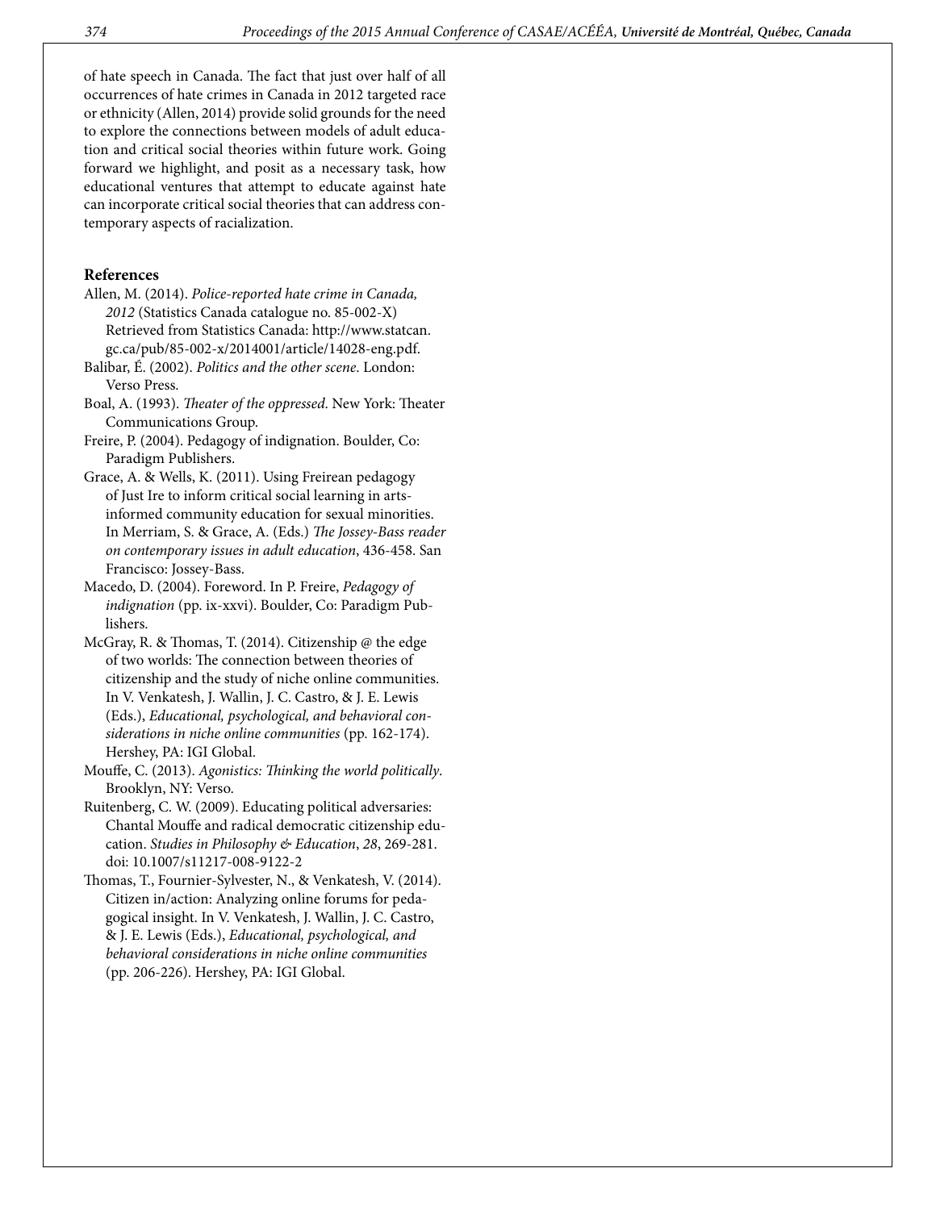of hate speech in Canada. The fact that just over half of all occurrences of hate crimes in Canada in 2012 targeted race or ethnicity (Allen, 2014) provide solid grounds for the need to explore the connections between models of adult education and critical social theories within future work. Going forward we highlight, and posit as a necessary task, how educational ventures that attempt to educate against hate can incorporate critical social theories that can address contemporary aspects of racialization.

## References

Allen, M. (2014). *Police-reported hate crime in Canada, 2012* (Statistics Canada catalogue no. 85-002-X) Retrieved from Statistics Canada: http://www.statcan.gc.ca/pub/85-002-x/2014001/article/14028-eng.pdf.

Balibar, É. (2002). *Politics and the other scene*. London: Verso Press.

Boal, A. (1993). *Theater of the oppressed*. New York: Theater Communications Group.

Freire, P. (2004). Pedagogy of indignation. Boulder, Co: Paradigm Publishers.

Grace, A. & Wells, K. (2011). Using Freirean pedagogy of Just Ire to inform critical social learning in arts-informed community education for sexual minorities. In Merriam, S. & Grace, A. (Eds.) *The Jossey-Bass reader on contemporary issues in adult education*, 436-458. San Francisco: Jossey-Bass.

Macedo, D. (2004). Foreword. In P. Freire, *Pedagogy of indignation* (pp. ix-xxvi). Boulder, Co: Paradigm Publishers.

McGray, R. & Thomas, T. (2014). Citizenship @ the edge of two worlds: The connection between theories of citizenship and the study of niche online communities. In V. Venkatesh, J. Wallin, J. C. Castro, & J. E. Lewis (Eds.), *Educational, psychological, and behavioral considerations in niche online communities* (pp. 162-174). Hershey, PA: IGI Global.

Mouffe, C. (2013). *Agonistics: Thinking the world politically*. Brooklyn, NY: Verso.

Ruitenberg, C. W. (2009). Educating political adversaries: Chantal Mouffe and radical democratic citizenship education. *Studies in Philosophy & Education*, *28*, 269-281. doi: 10.1007/s11217-008-9122-2

Thomas, T., Fournier-Sylvester, N., & Venkatesh, V. (2014). Citizen in/action: Analyzing online forums for pedagogical insight. In V. Venkatesh, J. Wallin, J. C. Castro, & J. E. Lewis (Eds.), *Educational, psychological, and behavioral considerations in niche online communities* (pp. 206-226). Hershey, PA: IGI Global.